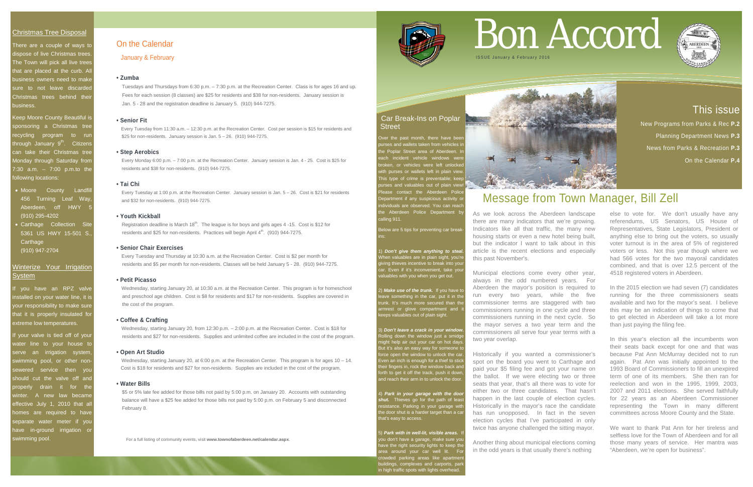# Bon Accord

ISSUE January & February 2016

## This issue

New Programs from Parks & Rec **P.2**

Planning Department News **P.3**

News from Parks & Recreation **P.3**

On the Calendar **P.4**

## Christmas Tree Disposal

There are a couple of ways to dispose of live Christmas trees. The Town will pick all live trees that are placed at the curb. All business owners need to make sure to not leave discarded Christmas trees behind their business.

Keep Moore County Beautiful is sponsoring a Christmas tree recycling program to run through January 9th. Citizens can take their Christmas tree Monday through Saturday from 7:30 a.m. – 7:00 p.m.to the following locations:

- Moore County Landfill 456 Turning Leaf Way, Aberdeen, off HWY 5 (910) 295-4202
- Carthage Collection Site 5361 US HWY 15-501 S., Carthage (910) 947-2704

## Winterize Your Irrigation System

If you have an RPZ valve installed on your water line, it is your responsibility to make sure that it is properly insulated for extreme low temperatures.

If your valve is tied off of your water line to your house to serve an irrigation system, swimming pool, or other non-sewered service then you should cut the valve off and properly drain it for the winter. A new law became effective July 1, 2010 that all homes are required to have separate water meter if you have in-ground irrigation or swimming pool.

## On the Calendar

### January & February

**• Zumba**

Tuesdays and Thursdays from 6:30 p.m. – 7:30 p.m. at the Recreation Center. Class is for ages 16 and up. Fees for each session (8 classes) are $25 for residents and $38 for non-residents. January session is Jan. 5 - 28 and the registration deadline is January 5. (910) 944-7275.

**• Senior Fit**

Every Tuesday from 11:30 a.m. – 12:30 p.m. at the Recreation Center. Cost per session is $15 for residents and $25 for non-residents. January session is Jan. 5 – 26. (910) 944-7275.

**• Step Aerobics**

Every Monday 6:00 p.m. – 7:00 p.m. at the Recreation Center. January session is Jan. 4 - 25. Cost is $25 for residents and $38 for non-residents. (910) 944-7275.

**• Tai Chi**

Every Tuesday at 1:00 p.m. at the Recreation Center. January session is Jan. 5 – 26. Cost is $21 for residents and $32 for non-residents. (910) 944-7275.

**• Youth Kickball**

Registration deadline is March 18th. The league is for boys and girls ages 4 -15. Cost is $12 for residents and $25 for non-residents. Practices will begin April 4th. (910) 944-7275.

**• Senior Chair Exercises**

Every Tuesday and Thursday at 10:30 a.m. at the Recreation Center. Cost is $2 per month for residents and $5 per month for non-residents. Classes will be held January 5 - 28. (910) 944-7275.

**• Petit Picasso**

Wednesday, starting January 20, at 10:30 a.m. at the Recreation Center. This program is for homeschool and preschool age children. Cost is $8 for residents and $17 for non-residents. Supplies are covered in the cost of the program.

**• Coffee & Crafting**

Wednesday, starting January 20, from 12:30 p.m. – 2:00 p.m. at the Recreation Center. Cost is $18 for residents and $27 for non-residents. Supplies and unlimited coffee are included in the cost of the program.

**• Open Art Studio**

Wednesday, starting January 20, at 6:00 p.m. at the Recreation Center. This program is for ages 10 – 14. Cost is $18 for residents and $27 for non-residents. Supplies are included in the cost of the program.

**• Water Bills**

$5 or 5% late fee added for those bills not paid by 5:00 p.m. on January 20. Accounts with outstanding balance will have a $25 fee added for those bills not paid by 5:00 p.m. on February 5 and disconnected February 8.

For a full listing of community events, visit **www.townofaberdeen.net/calendar.aspx**.

## Car Break-Ins on Poplar Street

Over the past month, there have been purses and wallets taken from vehicles in the Poplar Street area of Aberdeen. In each incident vehicle windows were broken, or vehicles were left unlocked with purses or wallets left in plain view. This type of crime is preventable; keep purses and valuables out of plain view! Please contact the Aberdeen Police Department if any suspicious activity or individuals are observed. You can reach the Aberdeen Police Department by calling 911.

Below are 5 tips for preventing car break-ins:

1) ***Don't give them anything to steal.*** When valuables are in plain sight, you're giving thieves incentive to break into your car. Even if it's inconvenient, take your valuables with you when you get out.

2) ***Make use of the trunk.*** If you have to leave something in the car, put it in the trunk. It's much more secured than the armrest or glove compartment and it keeps valuables out of plain sight.

3) ***Don't leave a crack in your window.*** Rolling down the window just a smidge might help air out your car on hot days. But it's also an easy way for someone to force open the window to unlock the car. Even an inch is enough for a thief to stick their fingers in, rock the window back and forth to get it off the track, push it down, and reach their arm in to unlock the door.

4) ***Park in your garage with the door shut.*** Thieves go for the path of least resistance. Parking in your garage with the door shut is a harder target than a car that's easy to access.

5) ***Park with in well-lit, visible areas.*** If you don't have a garage, make sure you have the right security lights to keep the area around your car well lit. For crowded parking areas like apartment buildings, complexes and carports, park in high traffic spots with lights overhead.

## Message from Town Manager, Bill Zell

As we look across the Aberdeen landscape there are many indicators that we're growing. Indicators like all that traffic, the many new housing starts or even a new hotel being built, but the indicator I want to talk about in this article is the recent elections and especially this past November's.

Municipal elections come every other year, always in the odd numbered years. For Aberdeen the mayor's position is required to run every two years, while the five commissioner terms are staggered with two commissioners running in one cycle and three commissioners running in the next cycle. So the mayor serves a two year term and the commissioners all serve four year terms with a two year overlap.

Historically if you wanted a commissioner's spot on the board you went to Carthage and paid your $5 filing fee and got your name on the ballot. If we were electing two or three seats that year, that's all there was to vote for either two or three candidates. That hasn't happen in the last couple of election cycles. Historically in the mayor's race the candidate has run unopposed. In fact in the seven election cycles that I've participated in only twice has anyone challenged the sitting mayor.

Another thing about municipal elections coming in the odd years is that usually there's nothing else to vote for. We don't usually have any referendums, US Senators, US House of Representatives, State Legislators, President or anything else to bring out the voters, so usually voter turnout is in the area of 5% of registered voters or less. Not this year though where we had 566 votes for the two mayoral candidates combined, and that is over 12.5 percent of the 4518 registered voters in Aberdeen.

In the 2015 election we had seven (7) candidates running for the three commissioners seats available and two for the mayor's seat. I believe this may be an indication of things to come that to get elected in Aberdeen will take a lot more than just paying the filing fee.

In this year's election all the incumbents won their seats back except for one and that was because Pat Ann McMurray decided not to run again. Pat Ann was initially appointed to the 1993 Board of Commissioners to fill an unexpired term of one of its members. She then ran for reelection and won in the 1995, 1999, 2003, 2007 and 2011 elections. She served faithfully for 22 years as an Aberdeen Commissioner representing the Town in many different committees across Moore County and the State.

We want to thank Pat Ann for her tireless and selfless love for the Town of Aberdeen and for all those many years of service. Her mantra was "Aberdeen, we're open for business".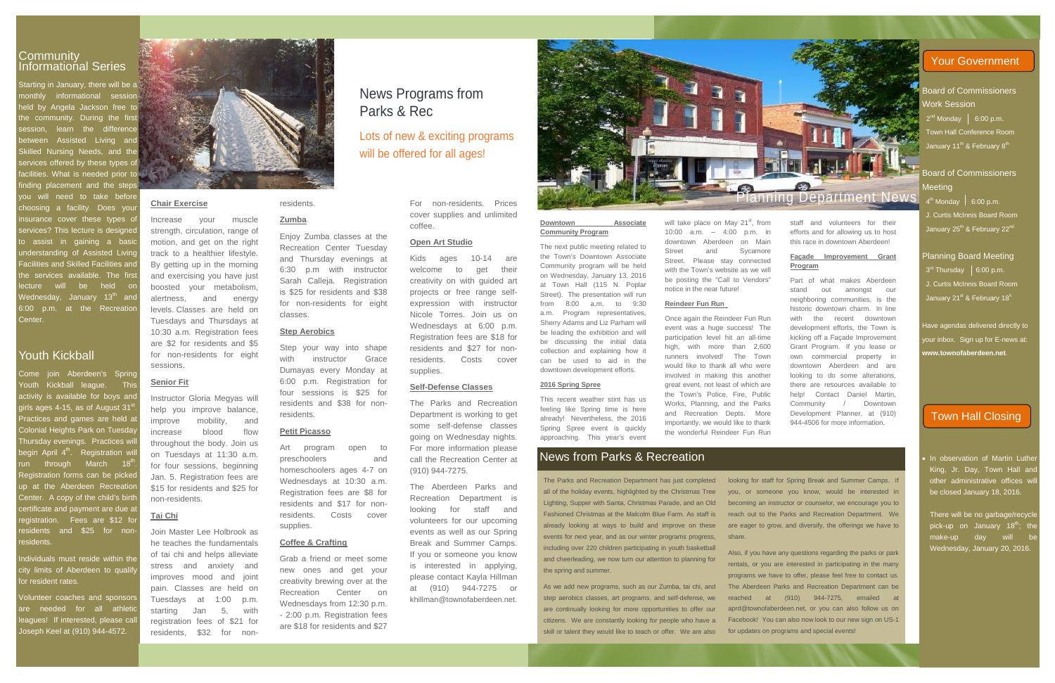## Community Informational Series

Starting in January, there will be a monthly informational session held by Angela Jackson free to the community. During the first session, learn the difference between Assisted Living and Skilled Nursing Needs, and the services offered by these types of facilities. What is needed prior to finding placement and the steps you will need to take before choosing a facility. Does your insurance cover these types of services? This lecture is designed to assist in gaining a basic understanding of Assisted Living Facilities and Skilled Facilities and the services available. The first lecture will be held on Wednesday, January 13th and 6:00 p.m. at the Recreation Center.

## Youth Kickball

Come join Aberdeen's Spring Youth Kickball league. This activity is available for boys and girls ages 4-15, as of August 31st. Practices and games are held at Colonial Heights Park on Tuesday Thursday evenings. Practices will begin April 4th. Registration will run through March 18th. Registration forms can be picked up at the Aberdeen Recreation Center. A copy of the child's birth certificate and payment are due at registration. Fees are $12 for residents and $25 for non-residents.

Individuals must reside within the city limits of Aberdeen to qualify for resident rates.

Volunteer coaches and sponsors are needed for all athletic leagues! If interested, please call Joseph Keel at (910) 944-4572.

## News Programs from Parks & Rec

Lots of new & exciting programs will be offered for all ages!

**Chair Exercise**

Increase your muscle strength, circulation, range of motion, and get on the right track to a healthier lifestyle. By getting up in the morning and exercising you have just boosted your metabolism, alertness, and energy levels. Classes are held on Tuesdays and Thursdays at 10:30 a.m. Registration fees are $2 for residents and $5 for non-residents for eight sessions.

**Senior Fit**

Instructor Gloria Megyas will help you improve balance, improve mobility, and increase blood flow throughout the body. Join us on Tuesdays at 11:30 a.m. for four sessions, beginning Jan. 5. Registration fees are $15 for residents and $25 for non-residents.

**Tai Chi**

Join Master Lee Holbrook as he teaches the fundamentals of tai chi and helps alleviate stress and anxiety and improves mood and joint pain. Classes are held on Tuesdays at 1:00 p.m. starting Jan 5, with registration fees of $21 for residents, $32 for non-residents.

**Zumba**

Enjoy Zumba classes at the Recreation Center Tuesday and Thursday evenings at 6:30 p.m with instructor Sarah Calleja. Registration is $25 for residents and $38 for non-residents for eight classes.

**Step Aerobics**

Step your way into shape with instructor Grace Dumayas every Monday at 6:00 p.m. Registration for four sessions is $25 for residents and $38 for non-residents.

**Petit Picasso**

Art program open to preschoolers and homeschoolers ages 4-7 on Wednesdays at 10:30 a.m. Registration fees are $8 for residents and $17 for non-residents. Costs cover supplies.

**Coffee & Crafting**

Grab a friend or meet some new ones and get your creativity brewing over at the Recreation Center on Wednesdays from 12:30 p.m. - 2:00 p.m. Registration fees are $18 for residents and $27 For non-residents. Prices cover supplies and unlimited coffee.

**Open Art Studio**

Kids ages 10-14 are welcome to get their creativity on with guided art projects or free range self-expression with instructor Nicole Torres. Join us on Wednesdays at 6:00 p.m. Registration fees are $18 for residents and $27 for non-residents. Costs cover supplies.

**Self-Defense Classes**

The Parks and Recreation Department is working to get some self-defense classes going on Wednesday nights. For more information please call the Recreation Center at (910) 944-7275.

The Aberdeen Parks and Recreation Department is looking for staff and volunteers for our upcoming events as well as our Spring Break and Summer Camps. If you or someone you know is interested in applying, please contact Kayla Hillman at (910) 944-7275 or khillman@townofaberdeen.net.

## Planning Department News

**Downtown Associate Community Program**

The next public meeting related to the Town's Downtown Associate Community program will be held on Wednesday, January 13, 2016 at Town Hall (115 N. Poplar Street). The presentation will run from 8:00 a.m. to 9:30 a.m. Program representatives, Sherry Adams and Liz Parham will be leading the exhibition and will be discussing the initial data collection and explaining how it can be used to aid in the downtown development efforts.

**2016 Spring Spree**

This recent weather stint has us feeling like Spring time is here already! Nevertheless, the 2016 Spring Spree event is quickly approaching. This year's event will take place on May 21st, from 10:00 a.m. – 4:00 p.m. in downtown Aberdeen on Main Street and Sycamore Street. Please stay connected with the Town's website as we will be posting the "Call to Vendors" notice in the near future!

**Reindeer Fun Run**

Once again the Reindeer Fun Run event was a huge success! The participation level hit an all-time high, with more than 2,600 runners involved! The Town would like to thank all who were involved in making this another great event, not least of which are the Town's Police, Fire, Public Works, Planning, and the Parks and Recreation Depts. More importantly, we would like to thank the wonderful Reindeer Fun Run staff and volunteers for their efforts and for allowing us to host this race in downtown Aberdeen!

**Façade Improvement Grant Program**

Part of what makes Aberdeen stand out amongst our neighboring communities, is the historic downtown charm. In line with the recent downtown development efforts, the Town is kicking off a Façade Improvement Grant Program. If you lease or own commercial property in downtown Aberdeen and are looking to do some alterations, there are resources available to help! Contact Daniel Martin, Community / Downtown Development Planner, at (910) 944-4506 for more information.

## News from Parks & Recreation

The Parks and Recreation Department has just completed all of the holiday events, highlighted by the Christmas Tree Lighting, Supper with Santa, Christmas Parade, and an Old Fashioned Christmas at the Malcolm Blue Farm. As staff is already looking at ways to build and improve on these events for next year, and as our winter programs progress, including over 220 children participating in youth basketball and cheerleading, we now turn our attention to planning for the spring and summer.

As we add new programs, such as our Zumba, tai chi, and step aerobics classes, art programs, and self-defense, we are continually looking for more opportunities to offer our citizens. We are constantly looking for people who have a skill or talent they would like to teach or offer. We are also looking for staff for Spring Break and Summer Camps. If you, or someone you know, would be interested in becoming an instructor or counselor, we encourage you to reach out to the Parks and Recreation Department. We are eager to grow, and diversify, the offerings we have to share.

Also, if you have any questions regarding the parks or park rentals, or you are interested in participating in the many programs we have to offer, please feel free to contact us. The Aberdeen Parks and Recreation Department can be reached at (910) 944-7275, emailed at aprd@townofaberdeen.net, or you can also follow us on Facebook! You can also now look to our new sign on US-1 for updates on programs and special events!

## Your Government

**Board of Commissioners Work Session**

2nd Monday | 6:00 p.m.

Town Hall Conference Room

January 11th & February 8th

**Board of Commissioners Meeting**

4th Monday | 6:00 p.m.

J. Curtis McInnis Board Room

January 25th & February 22nd

**Planning Board Meeting**

3rd Thursday | 6:00 p.m.

J. Curtis McInnis Board Room

January 21st & February 18th

Have agendas delivered directly to your inbox. Sign up for E-news at: **www.townofaberdeen.net**.

## Town Hall Closing

- In observation of Martin Luther King, Jr. Day, Town Hall and other administrative offices will be closed January 18, 2016.

  There will be no garbage/recycle pick-up on January 18th; the make-up day will be Wednesday, January 20, 2016.